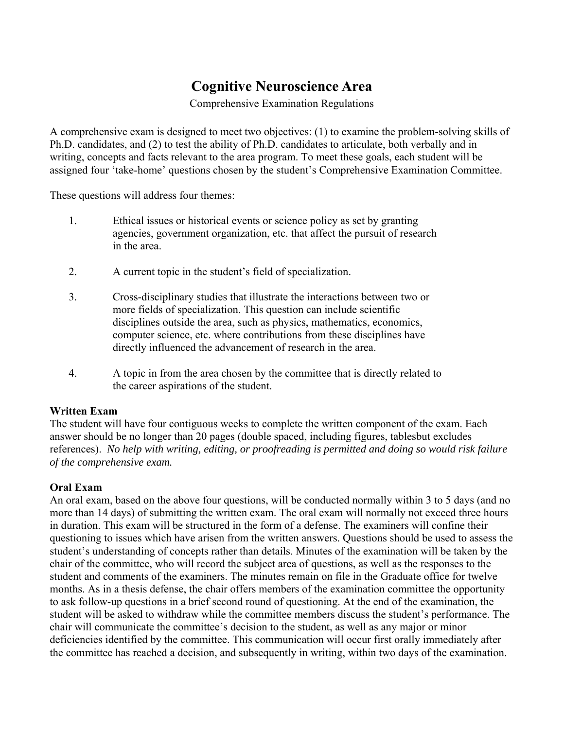# Cognitive Neuroscience Area

Comprehensive Examination Regulations

A comprehensive exam is designed to meet two objectives: (1) to examine the problem-solving skills of Ph.D. candidates, and (2) to test the ability of Ph.D. candidates to articulate, both verbally and in writing, concepts and facts relevant to the area program. To meet these goals, each student will be assigned four 'take-home' questions chosen by the student's Comprehensive Examination Committee.

These questions will address four themes:

1. Ethical issues or historical events or science policy as set by granting agencies, government organization, etc. that affect the pursuit of research in the area.
2. A current topic in the student's field of specialization.
3. Cross-disciplinary studies that illustrate the interactions between two or more fields of specialization. This question can include scientific disciplines outside the area, such as physics, mathematics, economics, computer science, etc. where contributions from these disciplines have directly influenced the advancement of research in the area.
4. A topic in from the area chosen by the committee that is directly related to the career aspirations of the student.

**Written Exam**

The student will have four contiguous weeks to complete the written component of the exam. Each answer should be no longer than 20 pages (double spaced, including figures, tablesbut excludes references). *No help with writing, editing, or proofreading is permitted and doing so would risk failure of the comprehensive exam.*

**Oral Exam**

An oral exam, based on the above four questions, will be conducted normally within 3 to 5 days (and no more than 14 days) of submitting the written exam. The oral exam will normally not exceed three hours in duration. This exam will be structured in the form of a defense. The examiners will confine their questioning to issues which have arisen from the written answers. Questions should be used to assess the student's understanding of concepts rather than details. Minutes of the examination will be taken by the chair of the committee, who will record the subject area of questions, as well as the responses to the student and comments of the examiners. The minutes remain on file in the Graduate office for twelve months. As in a thesis defense, the chair offers members of the examination committee the opportunity to ask follow-up questions in a brief second round of questioning. At the end of the examination, the student will be asked to withdraw while the committee members discuss the student's performance. The chair will communicate the committee's decision to the student, as well as any major or minor deficiencies identified by the committee. This communication will occur first orally immediately after the committee has reached a decision, and subsequently in writing, within two days of the examination.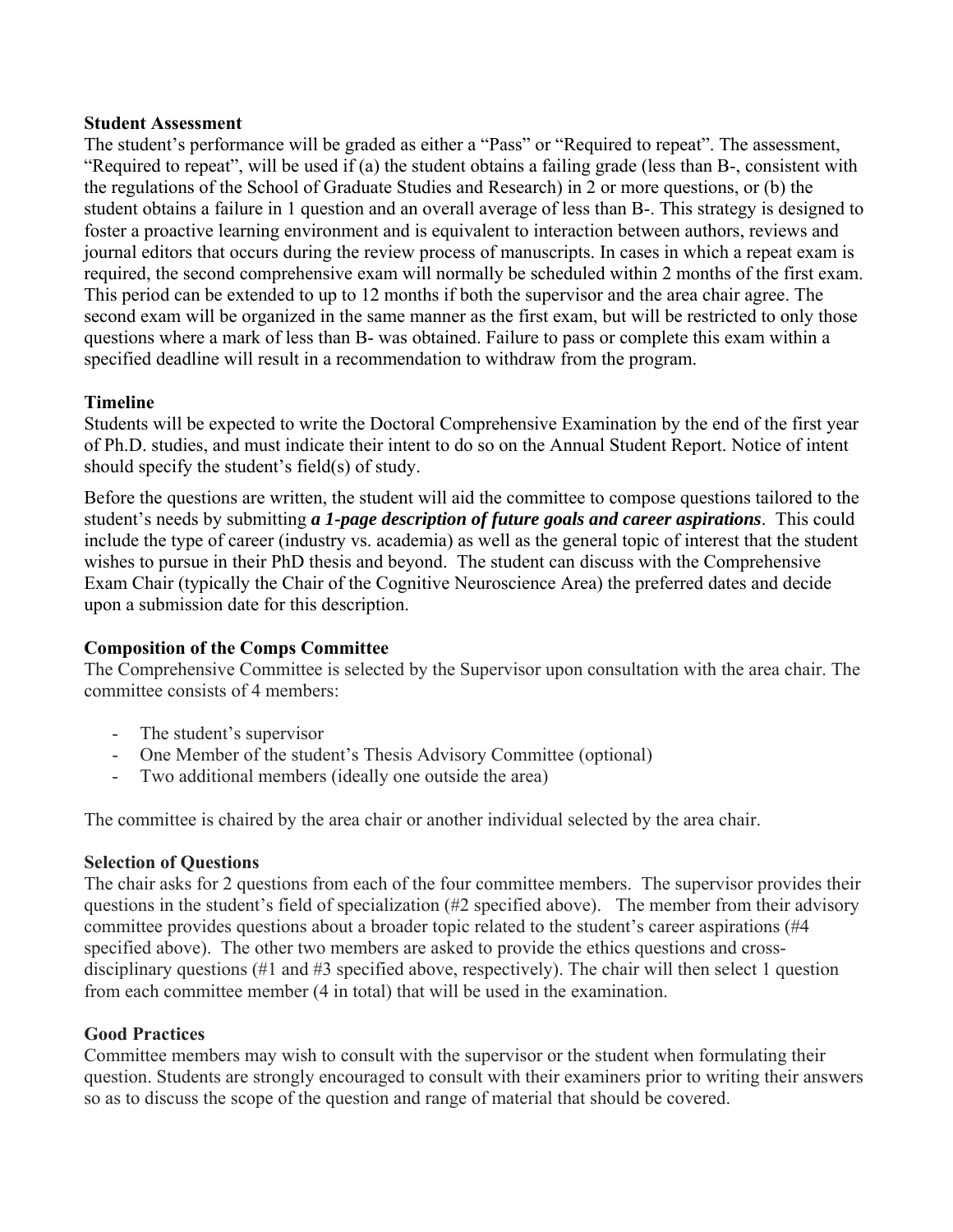**Student Assessment**

The student's performance will be graded as either a "Pass" or "Required to repeat". The assessment, "Required to repeat", will be used if (a) the student obtains a failing grade (less than B-, consistent with the regulations of the School of Graduate Studies and Research) in 2 or more questions, or (b) the student obtains a failure in 1 question and an overall average of less than B-. This strategy is designed to foster a proactive learning environment and is equivalent to interaction between authors, reviews and journal editors that occurs during the review process of manuscripts. In cases in which a repeat exam is required, the second comprehensive exam will normally be scheduled within 2 months of the first exam. This period can be extended to up to 12 months if both the supervisor and the area chair agree. The second exam will be organized in the same manner as the first exam, but will be restricted to only those questions where a mark of less than B- was obtained. Failure to pass or complete this exam within a specified deadline will result in a recommendation to withdraw from the program.

**Timeline**

Students will be expected to write the Doctoral Comprehensive Examination by the end of the first year of Ph.D. studies, and must indicate their intent to do so on the Annual Student Report. Notice of intent should specify the student's field(s) of study.

Before the questions are written, the student will aid the committee to compose questions tailored to the student's needs by submitting ***a 1-page description of future goals and career aspirations***. This could include the type of career (industry vs. academia) as well as the general topic of interest that the student wishes to pursue in their PhD thesis and beyond. The student can discuss with the Comprehensive Exam Chair (typically the Chair of the Cognitive Neuroscience Area) the preferred dates and decide upon a submission date for this description.

**Composition of the Comps Committee**

The Comprehensive Committee is selected by the Supervisor upon consultation with the area chair. The committee consists of 4 members:

- The student's supervisor
- One Member of the student's Thesis Advisory Committee (optional)
- Two additional members (ideally one outside the area)

The committee is chaired by the area chair or another individual selected by the area chair.

**Selection of Questions**

The chair asks for 2 questions from each of the four committee members. The supervisor provides their questions in the student's field of specialization (#2 specified above). The member from their advisory committee provides questions about a broader topic related to the student's career aspirations (#4 specified above). The other two members are asked to provide the ethics questions and cross-disciplinary questions (#1 and #3 specified above, respectively). The chair will then select 1 question from each committee member (4 in total) that will be used in the examination.

**Good Practices**

Committee members may wish to consult with the supervisor or the student when formulating their question. Students are strongly encouraged to consult with their examiners prior to writing their answers so as to discuss the scope of the question and range of material that should be covered.